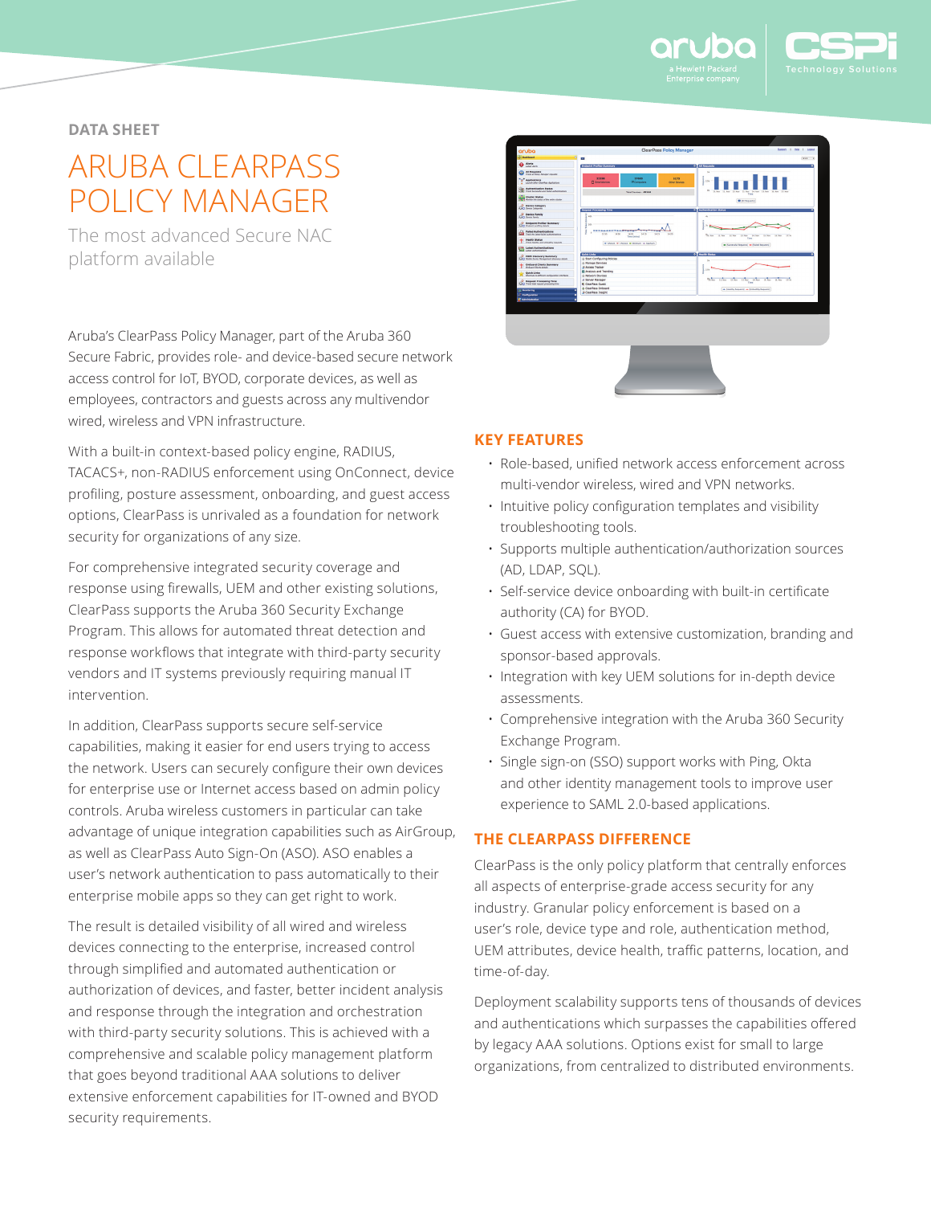DATA SHEET

# ARUBA CLEARPASS POLICY MANAGER

The most advanced Secure NAC platform available

Aruba's ClearPass Policy Manager, part of the Aruba 360 Secure Fabric, provides role- and device-based secure network access control for IoT, BYOD, corporate devices, as well as employees, contractors and guests across any multivendor wired, wireless and VPN infrastructure.

With a built-in context-based policy engine, RADIUS, TACACS+, non-RADIUS enforcement using OnConnect, device profiling, posture assessment, onboarding, and guest access options, ClearPass is unrivaled as a foundation for network security for organizations of any size.

For comprehensive integrated security coverage and response using firewalls, UEM and other existing solutions, ClearPass supports the Aruba 360 Security Exchange Program. This allows for automated threat detection and response workflows that integrate with third-party security vendors and IT systems previously requiring manual IT intervention.

In addition, ClearPass supports secure self-service capabilities, making it easier for end users trying to access the network. Users can securely configure their own devices for enterprise use or Internet access based on admin policy controls. Aruba wireless customers in particular can take advantage of unique integration capabilities such as AirGroup, as well as ClearPass Auto Sign-On (ASO). ASO enables a user's network authentication to pass automatically to their enterprise mobile apps so they can get right to work.

The result is detailed visibility of all wired and wireless devices connecting to the enterprise, increased control through simplified and automated authentication or authorization of devices, and faster, better incident analysis and response through the integration and orchestration with third-party security solutions. This is achieved with a comprehensive and scalable policy management platform that goes beyond traditional AAA solutions to deliver extensive enforcement capabilities for IT-owned and BYOD security requirements.

## KEY FEATURES

- Role-based, unified network access enforcement across multi-vendor wireless, wired and VPN networks.
- Intuitive policy configuration templates and visibility troubleshooting tools.
- Supports multiple authentication/authorization sources (AD, LDAP, SQL).
- Self-service device onboarding with built-in certificate authority (CA) for BYOD.
- Guest access with extensive customization, branding and sponsor-based approvals.
- Integration with key UEM solutions for in-depth device assessments.
- Comprehensive integration with the Aruba 360 Security Exchange Program.
- Single sign-on (SSO) support works with Ping, Okta and other identity management tools to improve user experience to SAML 2.0-based applications.

## THE CLEARPASS DIFFERENCE

ClearPass is the only policy platform that centrally enforces all aspects of enterprise-grade access security for any industry. Granular policy enforcement is based on a user's role, device type and role, authentication method, UEM attributes, device health, traffic patterns, location, and time-of-day.

Deployment scalability supports tens of thousands of devices and authentications which surpasses the capabilities offered by legacy AAA solutions. Options exist for small to large organizations, from centralized to distributed environments.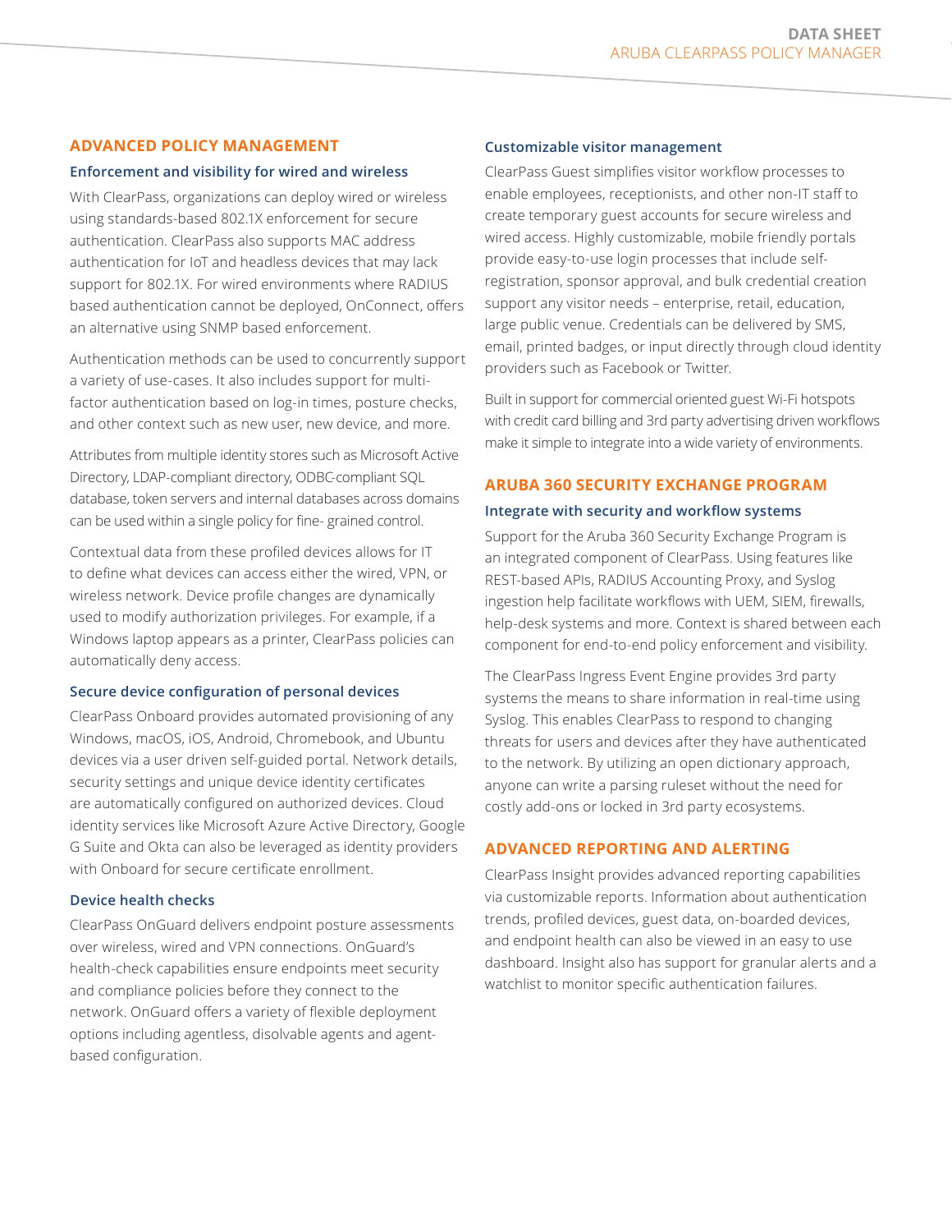## ADVANCED POLICY MANAGEMENT

### Enforcement and visibility for wired and wireless

With ClearPass, organizations can deploy wired or wireless using standards-based 802.1X enforcement for secure authentication. ClearPass also supports MAC address authentication for IoT and headless devices that may lack support for 802.1X. For wired environments where RADIUS based authentication cannot be deployed, OnConnect, offers an alternative using SNMP based enforcement.

Authentication methods can be used to concurrently support a variety of use-cases. It also includes support for multi-factor authentication based on log-in times, posture checks, and other context such as new user, new device, and more.

Attributes from multiple identity stores such as Microsoft Active Directory, LDAP-compliant directory, ODBC-compliant SQL database, token servers and internal databases across domains can be used within a single policy for fine- grained control.

Contextual data from these profiled devices allows for IT to define what devices can access either the wired, VPN, or wireless network. Device profile changes are dynamically used to modify authorization privileges. For example, if a Windows laptop appears as a printer, ClearPass policies can automatically deny access.

### Secure device configuration of personal devices

ClearPass Onboard provides automated provisioning of any Windows, macOS, iOS, Android, Chromebook, and Ubuntu devices via a user driven self-guided portal. Network details, security settings and unique device identity certificates are automatically configured on authorized devices. Cloud identity services like Microsoft Azure Active Directory, Google G Suite and Okta can also be leveraged as identity providers with Onboard for secure certificate enrollment.

### Device health checks

ClearPass OnGuard delivers endpoint posture assessments over wireless, wired and VPN connections. OnGuard's health-check capabilities ensure endpoints meet security and compliance policies before they connect to the network. OnGuard offers a variety of flexible deployment options including agentless, disolvable agents and agent-based configuration.

### Customizable visitor management

ClearPass Guest simplifies visitor workflow processes to enable employees, receptionists, and other non-IT staff to create temporary guest accounts for secure wireless and wired access. Highly customizable, mobile friendly portals provide easy-to-use login processes that include self-registration, sponsor approval, and bulk credential creation support any visitor needs – enterprise, retail, education, large public venue. Credentials can be delivered by SMS, email, printed badges, or input directly through cloud identity providers such as Facebook or Twitter.

Built in support for commercial oriented guest Wi-Fi hotspots with credit card billing and 3rd party advertising driven workflows make it simple to integrate into a wide variety of environments.

## ARUBA 360 SECURITY EXCHANGE PROGRAM

### Integrate with security and workflow systems

Support for the Aruba 360 Security Exchange Program is an integrated component of ClearPass. Using features like REST-based APIs, RADIUS Accounting Proxy, and Syslog ingestion help facilitate workflows with UEM, SIEM, firewalls, help-desk systems and more. Context is shared between each component for end-to-end policy enforcement and visibility.

The ClearPass Ingress Event Engine provides 3rd party systems the means to share information in real-time using Syslog. This enables ClearPass to respond to changing threats for users and devices after they have authenticated to the network. By utilizing an open dictionary approach, anyone can write a parsing ruleset without the need for costly add-ons or locked in 3rd party ecosystems.

## ADVANCED REPORTING AND ALERTING

ClearPass Insight provides advanced reporting capabilities via customizable reports. Information about authentication trends, profiled devices, guest data, on-boarded devices, and endpoint health can also be viewed in an easy to use dashboard. Insight also has support for granular alerts and a watchlist to monitor specific authentication failures.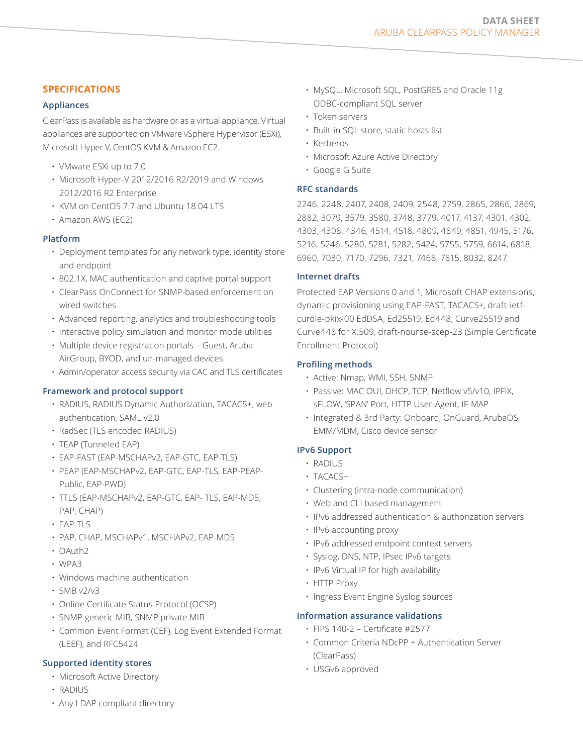## SPECIFICATIONS

### Appliances

ClearPass is available as hardware or as a virtual appliance. Virtual appliances are supported on VMware vSphere Hypervisor (ESXi), Microsoft Hyper-V, CentOS KVM & Amazon EC2.

- VMware ESXi up to 7.0
- Microsoft Hyper-V 2012/2016 R2/2019 and Windows 2012/2016 R2 Enterprise
- KVM on CentOS 7.7 and Ubuntu 18.04 LTS
- Amazon AWS (EC2)

### Platform

- Deployment templates for any network type, identity store and endpoint
- 802.1X, MAC authentication and captive portal support
- ClearPass OnConnect for SNMP-based enforcement on wired switches
- Advanced reporting, analytics and troubleshooting tools
- Interactive policy simulation and monitor mode utilities
- Multiple device registration portals – Guest, Aruba AirGroup, BYOD, and un-managed devices
- Admin/operator access security via CAC and TLS certificates

### Framework and protocol support

- RADIUS, RADIUS Dynamic Authorization, TACACS+, web authentication, SAML v2.0
- RadSec (TLS encoded RADIUS)
- TEAP (Tunneled EAP)
- EAP-FAST (EAP-MSCHAPv2, EAP-GTC, EAP-TLS)
- PEAP (EAP-MSCHAPv2, EAP-GTC, EAP-TLS, EAP-PEAP-Public, EAP-PWD)
- TTLS (EAP-MSCHAPv2, EAP-GTC, EAP- TLS, EAP-MD5, PAP, CHAP)
- EAP-TLS
- PAP, CHAP, MSCHAPv1, MSCHAPv2, EAP-MD5
- OAuth2
- WPA3
- Windows machine authentication
- SMB v2/v3
- Online Certificate Status Protocol (OCSP)
- SNMP generic MIB, SNMP private MIB
- Common Event Format (CEF), Log Event Extended Format (LEEF), and RFC5424

### Supported identity stores

- Microsoft Active Directory
- RADIUS
- Any LDAP compliant directory
- MySQL, Microsoft SQL, PostGRES and Oracle 11g ODBC-compliant SQL server
- Token servers
- Built-in SQL store, static hosts list
- Kerberos
- Microsoft Azure Active Directory
- Google G Suite

### RFC standards

2246, 2248, 2407, 2408, 2409, 2548, 2759, 2865, 2866, 2869, 2882, 3079, 3579, 3580, 3748, 3779, 4017, 4137, 4301, 4302, 4303, 4308, 4346, 4514, 4518, 4809, 4849, 4851, 4945, 5176, 5216, 5246, 5280, 5281, 5282, 5424, 5755, 5759, 6614, 6818, 6960, 7030, 7170, 7296, 7321, 7468, 7815, 8032, 8247

### Internet drafts

Protected EAP Versions 0 and 1, Microsoft CHAP extensions, dynamic provisioning using EAP-FAST, TACACS+, draft-ietf-curdle-pkix-00 EdDSA, Ed25519, Ed448, Curve25519 and Curve448 for X.509, draft-nourse-scep-23 (Simple Certificate Enrollment Protocol)

### Profiling methods

- Active: Nmap, WMI, SSH, SNMP
- Passive: MAC OUI, DHCP, TCP, Netflow v5/v10, IPFIX, sFLOW, 'SPAN' Port, HTTP User-Agent, IF-MAP
- Integrated & 3rd Party: Onboard, OnGuard, ArubaOS, EMM/MDM, Cisco device sensor

### IPv6 Support

- RADIUS
- TACACS+
- Clustering (intra-node communication)
- Web and CLI based management
- IPv6 addressed authentication & authorization servers
- IPv6 accounting proxy
- IPv6 addressed endpoint context servers
- Syslog, DNS, NTP, IPsec IPv6 targets
- IPv6 Virtual IP for high availability
- HTTP Proxy
- Ingress Event Engine Syslog sources

### Information assurance validations

- FIPS 140-2 – Certificate #2577
- Common Criteria NDcPP + Authentication Server (ClearPass)
- USGv6 approved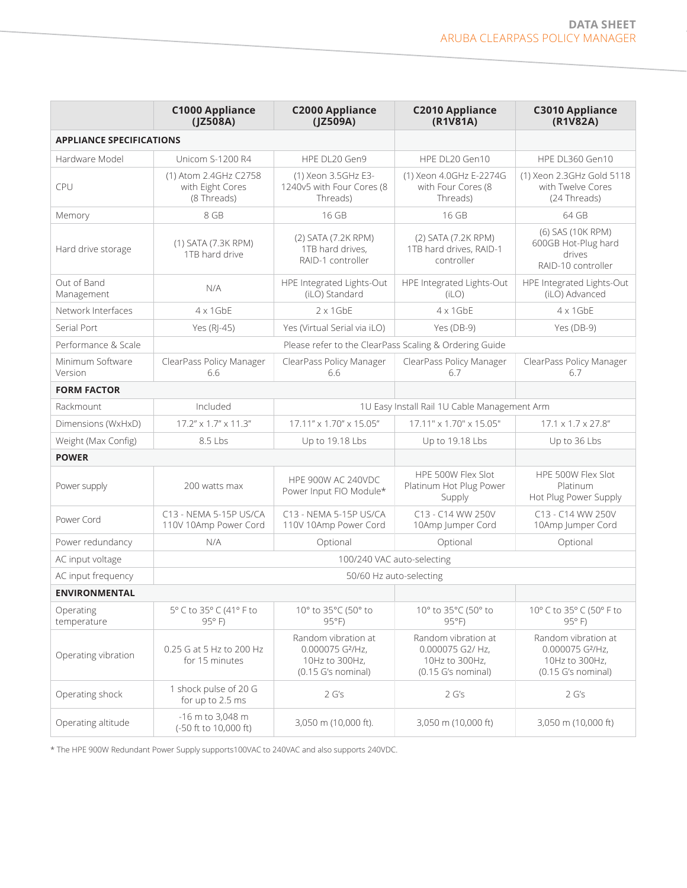| | C1000 Appliance (JZ508A) | C2000 Appliance (JZ509A) | C2010 Appliance (R1V81A) | C3010 Appliance (R1V82A) |
|---|---|---|---|---|
| **APPLIANCE SPECIFICATIONS** | | | | |
| Hardware Model | Unicom S-1200 R4 | HPE DL20 Gen9 | HPE DL20 Gen10 | HPE DL360 Gen10 |
| CPU | (1) Atom 2.4GHz C2758 with Eight Cores (8 Threads) | (1) Xeon 3.5GHz E3-1240v5 with Four Cores (8 Threads) | (1) Xeon 4.0GHz E-2274G with Four Cores (8 Threads) | (1) Xeon 2.3GHz Gold 5118 with Twelve Cores (24 Threads) |
| Memory | 8 GB | 16 GB | 16 GB | 64 GB |
| Hard drive storage | (1) SATA (7.3K RPM) 1TB hard drive | (2) SATA (7.2K RPM) 1TB hard drives, RAID-1 controller | (2) SATA (7.2K RPM) 1TB hard drives, RAID-1 controller | (6) SAS (10K RPM) 600GB Hot-Plug hard drives RAID-10 controller |
| Out of Band Management | N/A | HPE Integrated Lights-Out (iLO) Standard | HPE Integrated Lights-Out (iLO) | HPE Integrated Lights-Out (iLO) Advanced |
| Network Interfaces | 4 x 1GbE | 2 x 1GbE | 4 x 1GbE | 4 x 1GbE |
| Serial Port | Yes (RJ-45) | Yes (Virtual Serial via iLO) | Yes (DB-9) | Yes (DB-9) |
| Performance & Scale | Please refer to the ClearPass Scaling & Ordering Guide | | | |
| Minimum Software Version | ClearPass Policy Manager 6.6 | ClearPass Policy Manager 6.6 | ClearPass Policy Manager 6.7 | ClearPass Policy Manager 6.7 |
| **FORM FACTOR** | | | | |
| Rackmount | Included | 1U Easy Install Rail 1U Cable Management Arm | | |
| Dimensions (WxHxD) | 17.2" x 1.7" x 11.3" | 17.11" x 1.70" x 15.05" | 17.11" x 1.70" x 15.05" | 17.1 x 1.7 x 27.8" |
| Weight (Max Config) | 8.5 Lbs | Up to 19.18 Lbs | Up to 19.18 Lbs | Up to 36 Lbs |
| **POWER** | | | | |
| Power supply | 200 watts max | HPE 900W AC 240VDC Power Input FIO Module* | HPE 500W Flex Slot Platinum Hot Plug Power Supply | HPE 500W Flex Slot Platinum Hot Plug Power Supply |
| Power Cord | C13 - NEMA 5-15P US/CA 110V 10Amp Power Cord | C13 - NEMA 5-15P US/CA 110V 10Amp Power Cord | C13 - C14 WW 250V 10Amp Jumper Cord | C13 - C14 WW 250V 10Amp Jumper Cord |
| Power redundancy | N/A | Optional | Optional | Optional |
| AC input voltage | 100/240 VAC auto-selecting | | | |
| AC input frequency | 50/60 Hz auto-selecting | | | |
| **ENVIRONMENTAL** | | | | |
| Operating temperature | 5° C to 35° C (41° F to 95° F) | 10° to 35°C (50° to 95°F) | 10° to 35°C (50° to 95°F) | 10° C to 35° C (50° F to 95° F) |
| Operating vibration | 0.25 G at 5 Hz to 200 Hz for 15 minutes | Random vibration at 0.000075 G²/Hz, 10Hz to 300Hz, (0.15 G's nominal) | Random vibration at 0.000075 G2/ Hz, 10Hz to 300Hz, (0.15 G's nominal) | Random vibration at 0.000075 G²/Hz, 10Hz to 300Hz, (0.15 G's nominal) |
| Operating shock | 1 shock pulse of 20 G for up to 2.5 ms | 2 G's | 2 G's | 2 G's |
| Operating altitude | -16 m to 3,048 m (-50 ft to 10,000 ft) | 3,050 m (10,000 ft). | 3,050 m (10,000 ft) | 3,050 m (10,000 ft) |

* The HPE 900W Redundant Power Supply supports100VAC to 240VAC and also supports 240VDC.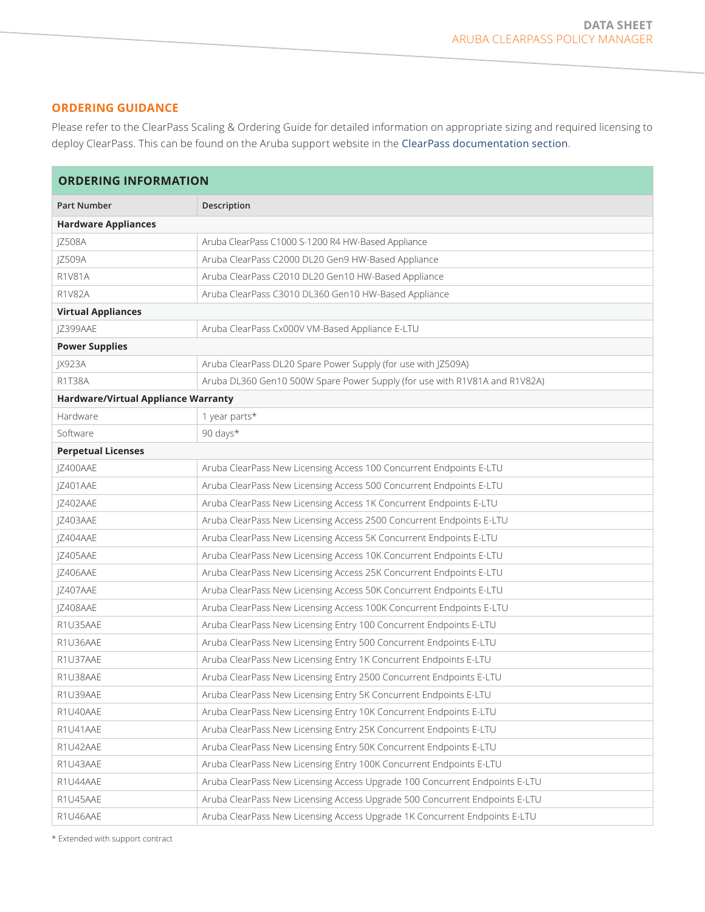## ORDERING GUIDANCE

Please refer to the ClearPass Scaling & Ordering Guide for detailed information on appropriate sizing and required licensing to deploy ClearPass. This can be found on the Aruba support website in the ClearPass documentation section.

| ORDERING INFORMATION | |
|---|---|
| **Part Number** | **Description** |
| **Hardware Appliances** | |
| JZ508A | Aruba ClearPass C1000 S-1200 R4 HW-Based Appliance |
| JZ509A | Aruba ClearPass C2000 DL20 Gen9 HW-Based Appliance |
| R1V81A | Aruba ClearPass C2010 DL20 Gen10 HW-Based Appliance |
| R1V82A | Aruba ClearPass C3010 DL360 Gen10 HW-Based Appliance |
| **Virtual Appliances** | |
| JZ399AAE | Aruba ClearPass Cx000V VM-Based Appliance E-LTU |
| **Power Supplies** | |
| JX923A | Aruba ClearPass DL20 Spare Power Supply (for use with JZ509A) |
| R1T38A | Aruba DL360 Gen10 500W Spare Power Supply (for use with R1V81A and R1V82A) |
| **Hardware/Virtual Appliance Warranty** | |
| Hardware | 1 year parts* |
| Software | 90 days* |
| **Perpetual Licenses** | |
| JZ400AAE | Aruba ClearPass New Licensing Access 100 Concurrent Endpoints E-LTU |
| JZ401AAE | Aruba ClearPass New Licensing Access 500 Concurrent Endpoints E-LTU |
| JZ402AAE | Aruba ClearPass New Licensing Access 1K Concurrent Endpoints E-LTU |
| JZ403AAE | Aruba ClearPass New Licensing Access 2500 Concurrent Endpoints E-LTU |
| JZ404AAE | Aruba ClearPass New Licensing Access 5K Concurrent Endpoints E-LTU |
| JZ405AAE | Aruba ClearPass New Licensing Access 10K Concurrent Endpoints E-LTU |
| JZ406AAE | Aruba ClearPass New Licensing Access 25K Concurrent Endpoints E-LTU |
| JZ407AAE | Aruba ClearPass New Licensing Access 50K Concurrent Endpoints E-LTU |
| JZ408AAE | Aruba ClearPass New Licensing Access 100K Concurrent Endpoints E-LTU |
| R1U35AAE | Aruba ClearPass New Licensing Entry 100 Concurrent Endpoints E-LTU |
| R1U36AAE | Aruba ClearPass New Licensing Entry 500 Concurrent Endpoints E-LTU |
| R1U37AAE | Aruba ClearPass New Licensing Entry 1K Concurrent Endpoints E-LTU |
| R1U38AAE | Aruba ClearPass New Licensing Entry 2500 Concurrent Endpoints E-LTU |
| R1U39AAE | Aruba ClearPass New Licensing Entry 5K Concurrent Endpoints E-LTU |
| R1U40AAE | Aruba ClearPass New Licensing Entry 10K Concurrent Endpoints E-LTU |
| R1U41AAE | Aruba ClearPass New Licensing Entry 25K Concurrent Endpoints E-LTU |
| R1U42AAE | Aruba ClearPass New Licensing Entry 50K Concurrent Endpoints E-LTU |
| R1U43AAE | Aruba ClearPass New Licensing Entry 100K Concurrent Endpoints E-LTU |
| R1U44AAE | Aruba ClearPass New Licensing Access Upgrade 100 Concurrent Endpoints E-LTU |
| R1U45AAE | Aruba ClearPass New Licensing Access Upgrade 500 Concurrent Endpoints E-LTU |
| R1U46AAE | Aruba ClearPass New Licensing Access Upgrade 1K Concurrent Endpoints E-LTU |

* Extended with support contract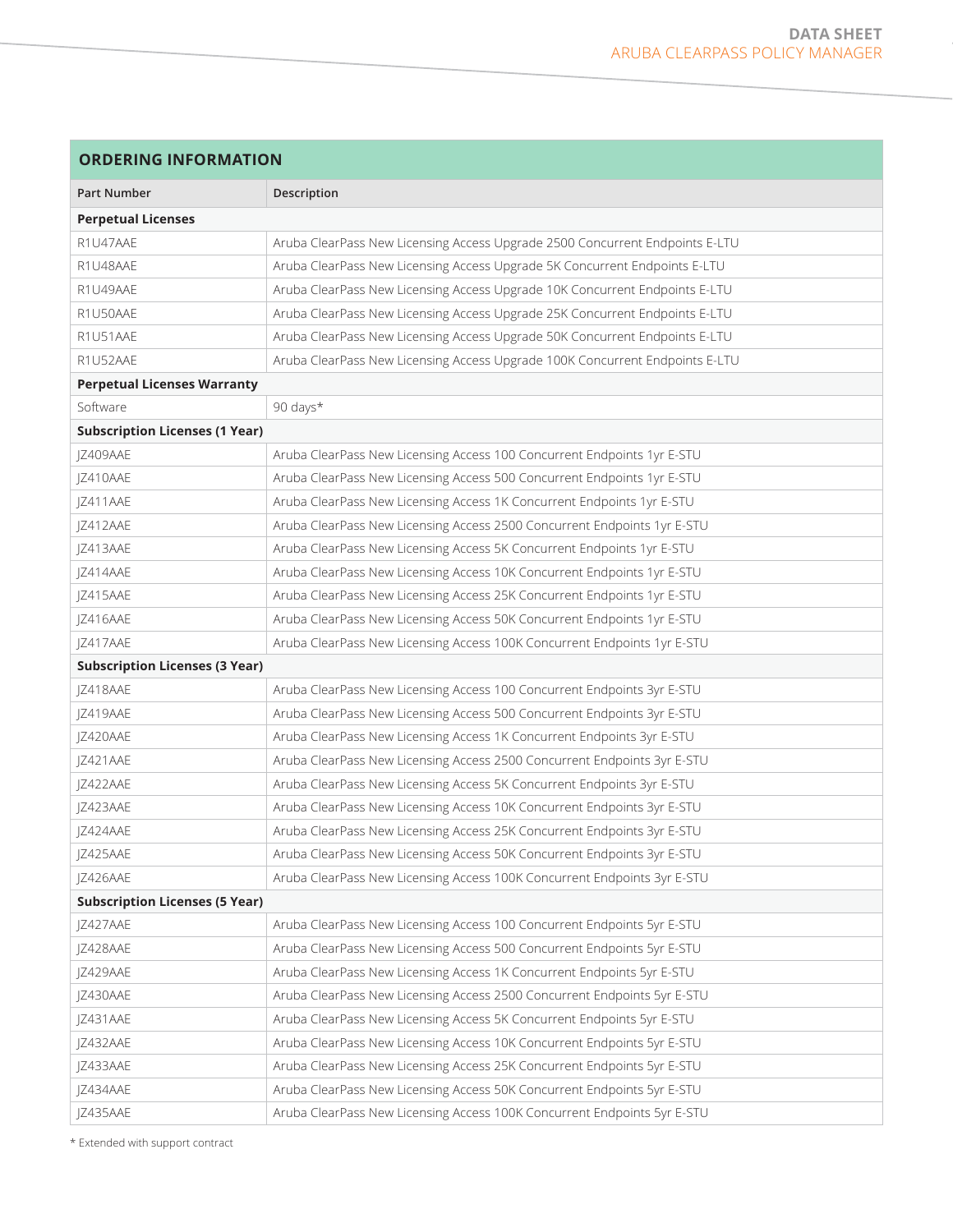## ORDERING INFORMATION

| Part Number | Description |
|---|---|
| **Perpetual Licenses** | |
| R1U47AAE | Aruba ClearPass New Licensing Access Upgrade 2500 Concurrent Endpoints E-LTU |
| R1U48AAE | Aruba ClearPass New Licensing Access Upgrade 5K Concurrent Endpoints E-LTU |
| R1U49AAE | Aruba ClearPass New Licensing Access Upgrade 10K Concurrent Endpoints E-LTU |
| R1U50AAE | Aruba ClearPass New Licensing Access Upgrade 25K Concurrent Endpoints E-LTU |
| R1U51AAE | Aruba ClearPass New Licensing Access Upgrade 50K Concurrent Endpoints E-LTU |
| R1U52AAE | Aruba ClearPass New Licensing Access Upgrade 100K Concurrent Endpoints E-LTU |
| **Perpetual Licenses Warranty** | |
| Software | 90 days* |
| **Subscription Licenses (1 Year)** | |
| JZ409AAE | Aruba ClearPass New Licensing Access 100 Concurrent Endpoints 1yr E-STU |
| JZ410AAE | Aruba ClearPass New Licensing Access 500 Concurrent Endpoints 1yr E-STU |
| JZ411AAE | Aruba ClearPass New Licensing Access 1K Concurrent Endpoints 1yr E-STU |
| JZ412AAE | Aruba ClearPass New Licensing Access 2500 Concurrent Endpoints 1yr E-STU |
| JZ413AAE | Aruba ClearPass New Licensing Access 5K Concurrent Endpoints 1yr E-STU |
| JZ414AAE | Aruba ClearPass New Licensing Access 10K Concurrent Endpoints 1yr E-STU |
| JZ415AAE | Aruba ClearPass New Licensing Access 25K Concurrent Endpoints 1yr E-STU |
| JZ416AAE | Aruba ClearPass New Licensing Access 50K Concurrent Endpoints 1yr E-STU |
| JZ417AAE | Aruba ClearPass New Licensing Access 100K Concurrent Endpoints 1yr E-STU |
| **Subscription Licenses (3 Year)** | |
| JZ418AAE | Aruba ClearPass New Licensing Access 100 Concurrent Endpoints 3yr E-STU |
| JZ419AAE | Aruba ClearPass New Licensing Access 500 Concurrent Endpoints 3yr E-STU |
| JZ420AAE | Aruba ClearPass New Licensing Access 1K Concurrent Endpoints 3yr E-STU |
| JZ421AAE | Aruba ClearPass New Licensing Access 2500 Concurrent Endpoints 3yr E-STU |
| JZ422AAE | Aruba ClearPass New Licensing Access 5K Concurrent Endpoints 3yr E-STU |
| JZ423AAE | Aruba ClearPass New Licensing Access 10K Concurrent Endpoints 3yr E-STU |
| JZ424AAE | Aruba ClearPass New Licensing Access 25K Concurrent Endpoints 3yr E-STU |
| JZ425AAE | Aruba ClearPass New Licensing Access 50K Concurrent Endpoints 3yr E-STU |
| JZ426AAE | Aruba ClearPass New Licensing Access 100K Concurrent Endpoints 3yr E-STU |
| **Subscription Licenses (5 Year)** | |
| JZ427AAE | Aruba ClearPass New Licensing Access 100 Concurrent Endpoints 5yr E-STU |
| JZ428AAE | Aruba ClearPass New Licensing Access 500 Concurrent Endpoints 5yr E-STU |
| JZ429AAE | Aruba ClearPass New Licensing Access 1K Concurrent Endpoints 5yr E-STU |
| JZ430AAE | Aruba ClearPass New Licensing Access 2500 Concurrent Endpoints 5yr E-STU |
| JZ431AAE | Aruba ClearPass New Licensing Access 5K Concurrent Endpoints 5yr E-STU |
| JZ432AAE | Aruba ClearPass New Licensing Access 10K Concurrent Endpoints 5yr E-STU |
| JZ433AAE | Aruba ClearPass New Licensing Access 25K Concurrent Endpoints 5yr E-STU |
| JZ434AAE | Aruba ClearPass New Licensing Access 50K Concurrent Endpoints 5yr E-STU |
| JZ435AAE | Aruba ClearPass New Licensing Access 100K Concurrent Endpoints 5yr E-STU |

* Extended with support contract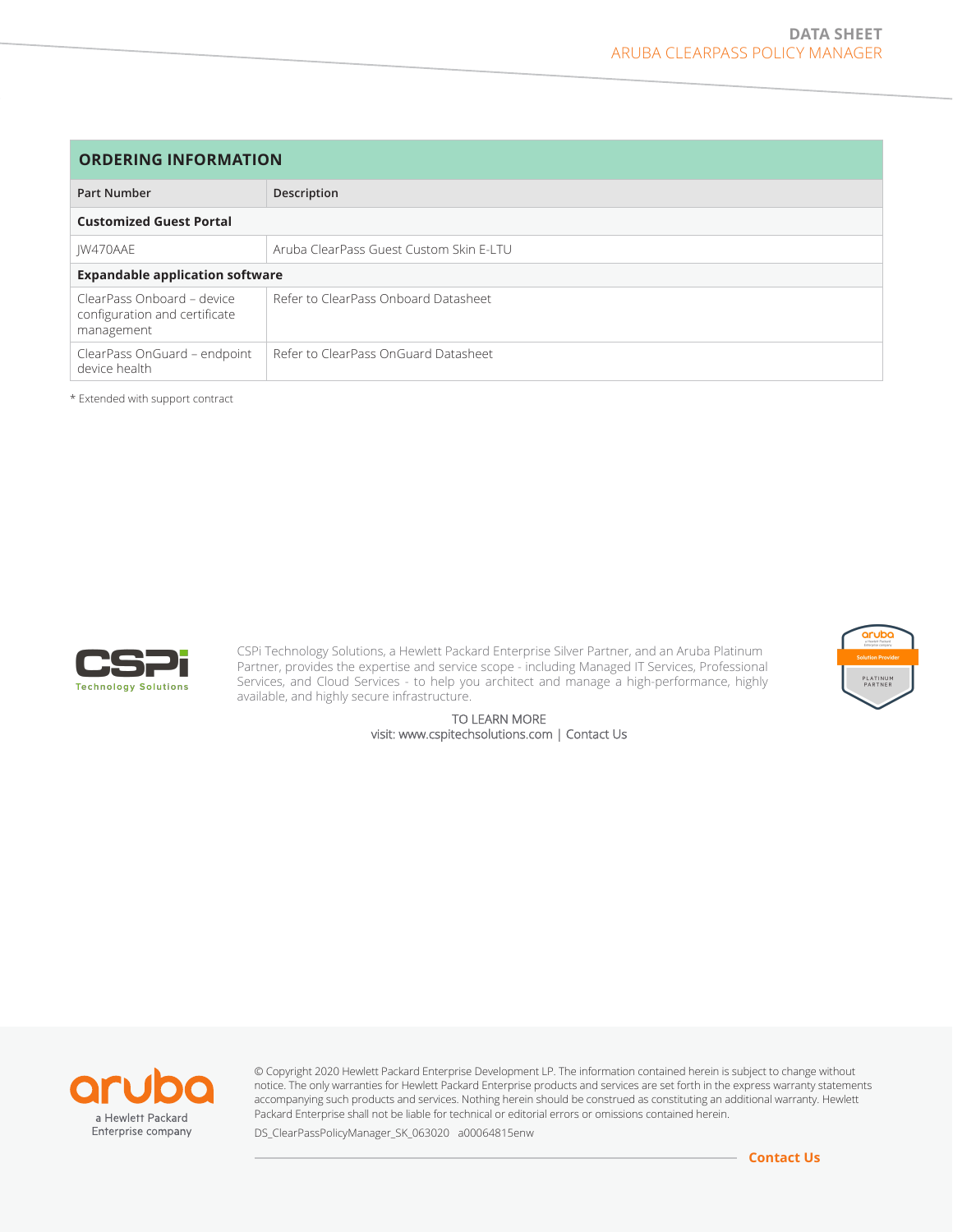## ORDERING INFORMATION

| Part Number | Description |
| --- | --- |
| **Customized Guest Portal** | |
| JW470AAE | Aruba ClearPass Guest Custom Skin E-LTU |
| **Expandable application software** | |
| ClearPass Onboard – device configuration and certificate management | Refer to ClearPass Onboard Datasheet |
| ClearPass OnGuard – endpoint device health | Refer to ClearPass OnGuard Datasheet |

* Extended with support contract

CSPi Technology Solutions, a Hewlett Packard Enterprise Silver Partner, and an Aruba Platinum Partner, provides the expertise and service scope - including Managed IT Services, Professional Services, and Cloud Services - to help you architect and manage a high-performance, highly available, and highly secure infrastructure.

TO LEARN MORE
visit: www.cspitechsolutions.com | Contact Us

© Copyright 2020 Hewlett Packard Enterprise Development LP. The information contained herein is subject to change without notice. The only warranties for Hewlett Packard Enterprise products and services are set forth in the express warranty statements accompanying such products and services. Nothing herein should be construed as constituting an additional warranty. Hewlett Packard Enterprise shall not be liable for technical or editorial errors or omissions contained herein.

DS_ClearPassPolicyManager_SK_063020 a00064815enw

**Contact Us**